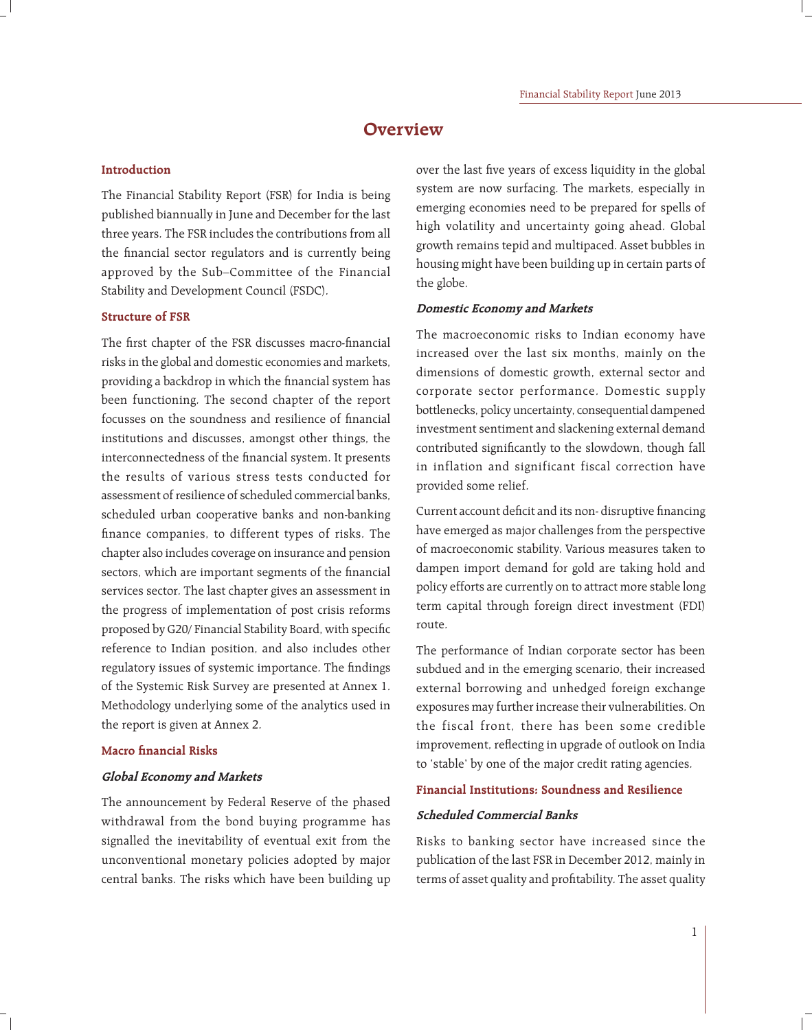# Overview

## Introduction

The Financial Stability Report (FSR) for India is being published biannually in June and December for the last three years. The FSR includes the contributions from all the financial sector regulators and is currently being approved by the Sub–Committee of the Financial Stability and Development Council (FSDC).

## Structure of FSR

The first chapter of the FSR discusses macro-financial risks in the global and domestic economies and markets, providing a backdrop in which the financial system has been functioning. The second chapter of the report focusses on the soundness and resilience of financial institutions and discusses, amongst other things, the interconnectedness of the financial system. It presents the results of various stress tests conducted for assessment of resilience of scheduled commercial banks, scheduled urban cooperative banks and non-banking finance companies, to different types of risks. The chapter also includes coverage on insurance and pension sectors, which are important segments of the financial services sector. The last chapter gives an assessment in the progress of implementation of post crisis reforms proposed by G20/ Financial Stability Board, with specific reference to Indian position, and also includes other regulatory issues of systemic importance. The findings of the Systemic Risk Survey are presented at Annex 1. Methodology underlying some of the analytics used in the report is given at Annex 2.

## Macro financial Risks

### *Global Economy and Markets*

The announcement by Federal Reserve of the phased withdrawal from the bond buying programme has signalled the inevitability of eventual exit from the unconventional monetary policies adopted by major central banks. The risks which have been building up over the last five years of excess liquidity in the global system are now surfacing. The markets, especially in emerging economies need to be prepared for spells of high volatility and uncertainty going ahead. Global growth remains tepid and multipaced. Asset bubbles in housing might have been building up in certain parts of the globe.

### *Domestic Economy and Markets*

The macroeconomic risks to Indian economy have increased over the last six months, mainly on the dimensions of domestic growth, external sector and corporate sector performance. Domestic supply bottlenecks, policy uncertainty, consequential dampened investment sentiment and slackening external demand contributed significantly to the slowdown, though fall in inflation and significant fiscal correction have provided some relief.

Current account deficit and its non- disruptive financing have emerged as major challenges from the perspective of macroeconomic stability. Various measures taken to dampen import demand for gold are taking hold and policy efforts are currently on to attract more stable long term capital through foreign direct investment (FDI) route.

The performance of Indian corporate sector has been subdued and in the emerging scenario, their increased external borrowing and unhedged foreign exchange exposures may further increase their vulnerabilities. On the fiscal front, there has been some credible improvement, reflecting in upgrade of outlook on India to 'stable' by one of the major credit rating agencies.

## Financial Institutions: Soundness and Resilience

### *Scheduled Commercial Banks*

Risks to banking sector have increased since the publication of the last FSR in December 2012, mainly in terms of asset quality and profitability. The asset quality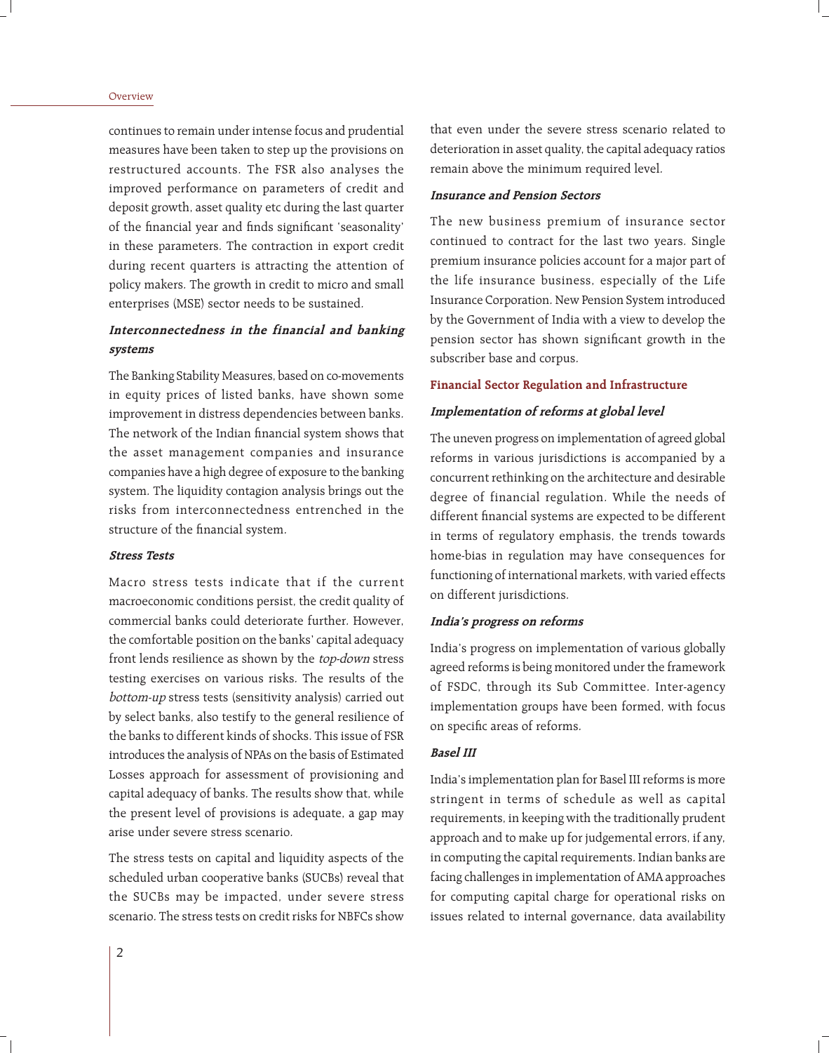continues to remain under intense focus and prudential measures have been taken to step up the provisions on restructured accounts. The FSR also analyses the improved performance on parameters of credit and deposit growth, asset quality etc during the last quarter of the financial year and finds significant 'seasonality' in these parameters. The contraction in export credit during recent quarters is attracting the attention of policy makers. The growth in credit to micro and small enterprises (MSE) sector needs to be sustained.

### *Interconnectedness in the financial and banking systems*

The Banking Stability Measures, based on co-movements in equity prices of listed banks, have shown some improvement in distress dependencies between banks. The network of the Indian financial system shows that the asset management companies and insurance companies have a high degree of exposure to the banking system. The liquidity contagion analysis brings out the risks from interconnectedness entrenched in the structure of the financial system.

### *Stress Tests*

Macro stress tests indicate that if the current macroeconomic conditions persist, the credit quality of commercial banks could deteriorate further. However, the comfortable position on the banks' capital adequacy front lends resilience as shown by the *top-down* stress testing exercises on various risks. The results of the *bottom-up* stress tests (sensitivity analysis) carried out by select banks, also testify to the general resilience of the banks to different kinds of shocks. This issue of FSR introduces the analysis of NPAs on the basis of Estimated Losses approach for assessment of provisioning and capital adequacy of banks. The results show that, while the present level of provisions is adequate, a gap may arise under severe stress scenario.

The stress tests on capital and liquidity aspects of the scheduled urban cooperative banks (SUCBs) reveal that the SUCBs may be impacted, under severe stress scenario. The stress tests on credit risks for NBFCs show that even under the severe stress scenario related to deterioration in asset quality, the capital adequacy ratios remain above the minimum required level.

### *Insurance and Pension Sectors*

The new business premium of insurance sector continued to contract for the last two years. Single premium insurance policies account for a major part of the life insurance business, especially of the Life Insurance Corporation. New Pension System introduced by the Government of India with a view to develop the pension sector has shown significant growth in the subscriber base and corpus.

## Financial Sector Regulation and Infrastructure

### *Implementation of reforms at global level*

The uneven progress on implementation of agreed global reforms in various jurisdictions is accompanied by a concurrent rethinking on the architecture and desirable degree of financial regulation. While the needs of different financial systems are expected to be different in terms of regulatory emphasis, the trends towards home-bias in regulation may have consequences for functioning of international markets, with varied effects on different jurisdictions.

### *India's progress on reforms*

India's progress on implementation of various globally agreed reforms is being monitored under the framework of FSDC, through its Sub Committee. Inter-agency implementation groups have been formed, with focus on specific areas of reforms.

### *Basel III*

India's implementation plan for Basel III reforms is more stringent in terms of schedule as well as capital requirements, in keeping with the traditionally prudent approach and to make up for judgemental errors, if any, in computing the capital requirements. Indian banks are facing challenges in implementation of AMA approaches for computing capital charge for operational risks on issues related to internal governance, data availability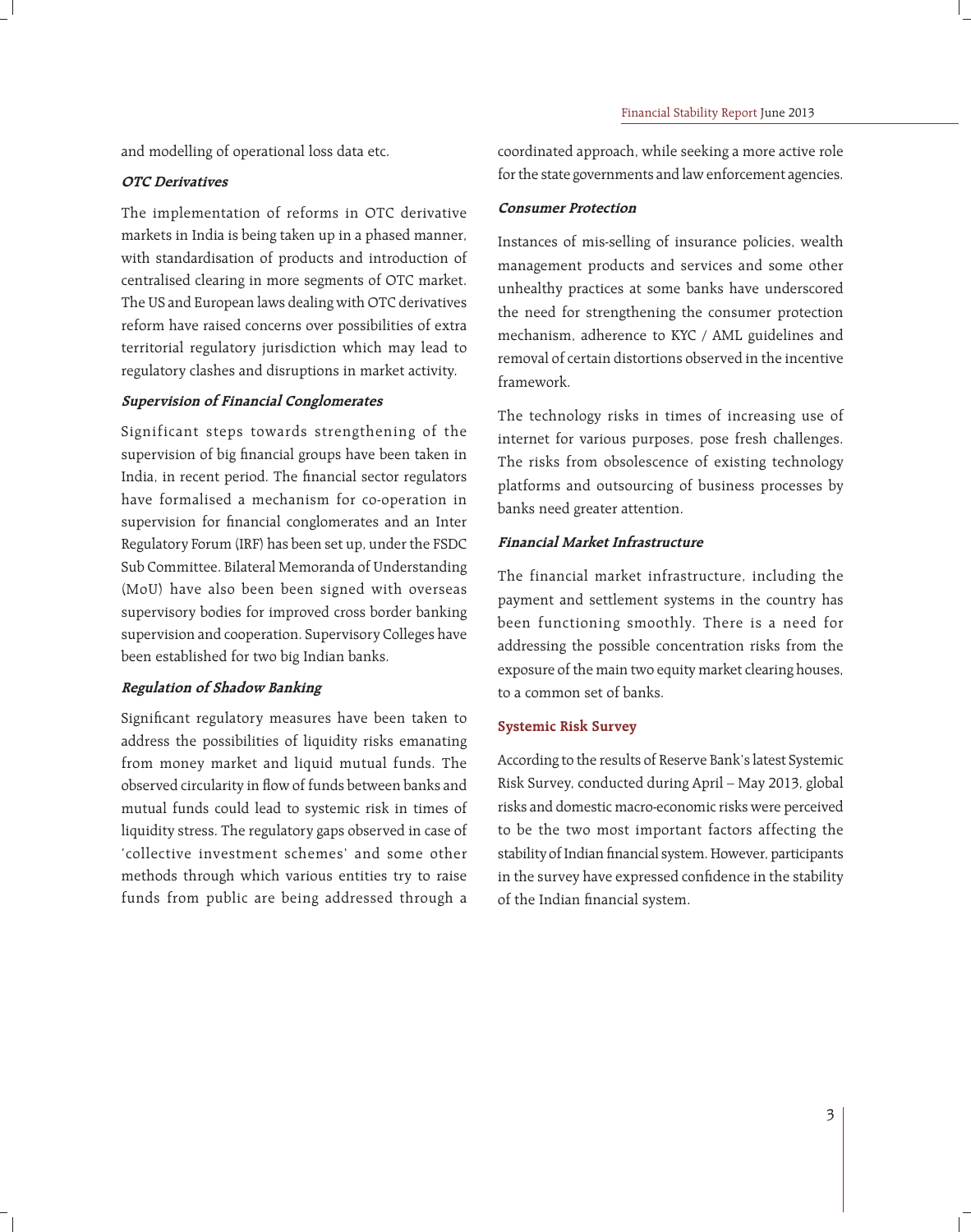and modelling of operational loss data etc.

***OTC Derivatives***

The implementation of reforms in OTC derivative markets in India is being taken up in a phased manner, with standardisation of products and introduction of centralised clearing in more segments of OTC market. The US and European laws dealing with OTC derivatives reform have raised concerns over possibilities of extra territorial regulatory jurisdiction which may lead to regulatory clashes and disruptions in market activity.

***Supervision of Financial Conglomerates***

Significant steps towards strengthening of the supervision of big financial groups have been taken in India, in recent period. The financial sector regulators have formalised a mechanism for co-operation in supervision for financial conglomerates and an Inter Regulatory Forum (IRF) has been set up, under the FSDC Sub Committee. Bilateral Memoranda of Understanding (MoU) have also been been signed with overseas supervisory bodies for improved cross border banking supervision and cooperation. Supervisory Colleges have been established for two big Indian banks.

***Regulation of Shadow Banking***

Significant regulatory measures have been taken to address the possibilities of liquidity risks emanating from money market and liquid mutual funds. The observed circularity in flow of funds between banks and mutual funds could lead to systemic risk in times of liquidity stress. The regulatory gaps observed in case of 'collective investment schemes' and some other methods through which various entities try to raise funds from public are being addressed through a coordinated approach, while seeking a more active role for the state governments and law enforcement agencies.

***Consumer Protection***

Instances of mis-selling of insurance policies, wealth management products and services and some other unhealthy practices at some banks have underscored the need for strengthening the consumer protection mechanism, adherence to KYC / AML guidelines and removal of certain distortions observed in the incentive framework.

The technology risks in times of increasing use of internet for various purposes, pose fresh challenges. The risks from obsolescence of existing technology platforms and outsourcing of business processes by banks need greater attention.

***Financial Market Infrastructure***

The financial market infrastructure, including the payment and settlement systems in the country has been functioning smoothly. There is a need for addressing the possible concentration risks from the exposure of the main two equity market clearing houses, to a common set of banks.

**Systemic Risk Survey**

According to the results of Reserve Bank's latest Systemic Risk Survey, conducted during April – May 2013, global risks and domestic macro-economic risks were perceived to be the two most important factors affecting the stability of Indian financial system. However, participants in the survey have expressed confidence in the stability of the Indian financial system.